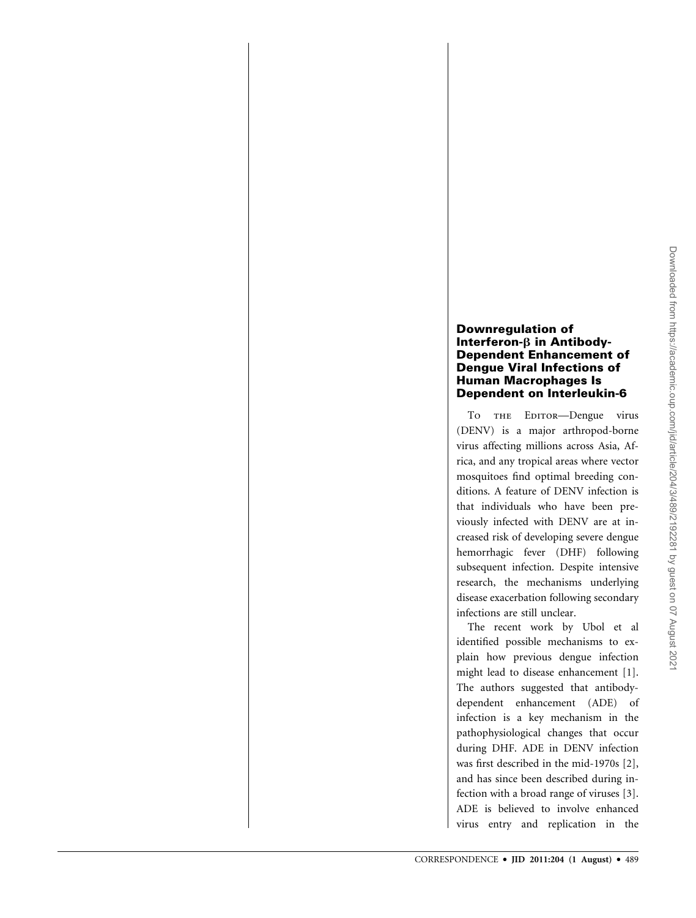## Downregulation of Interferon-β in Antibody-Dependent Enhancement of Dengue Viral Infections of Human Macrophages Is Dependent on Interleukin-6

To the Editor—Dengue virus (DENV) is a major arthropod-borne virus affecting millions across Asia, Africa, and any tropical areas where vector mosquitoes find optimal breeding conditions. A feature of DENV infection is that individuals who have been previously infected with DENV are at increased risk of developing severe dengue hemorrhagic fever (DHF) following subsequent infection. Despite intensive research, the mechanisms underlying disease exacerbation following secondary infections are still unclear.

The recent work by Ubol et al identified possible mechanisms to explain how previous dengue infection might lead to disease enhancement [1]. The authors suggested that antibody-dependent enhancement (ADE) of infection is a key mechanism in the pathophysiological changes that occur during DHF. ADE in DENV infection was first described in the mid-1970s [2], and has since been described during infection with a broad range of viruses [3]. ADE is believed to involve enhanced virus entry and replication in the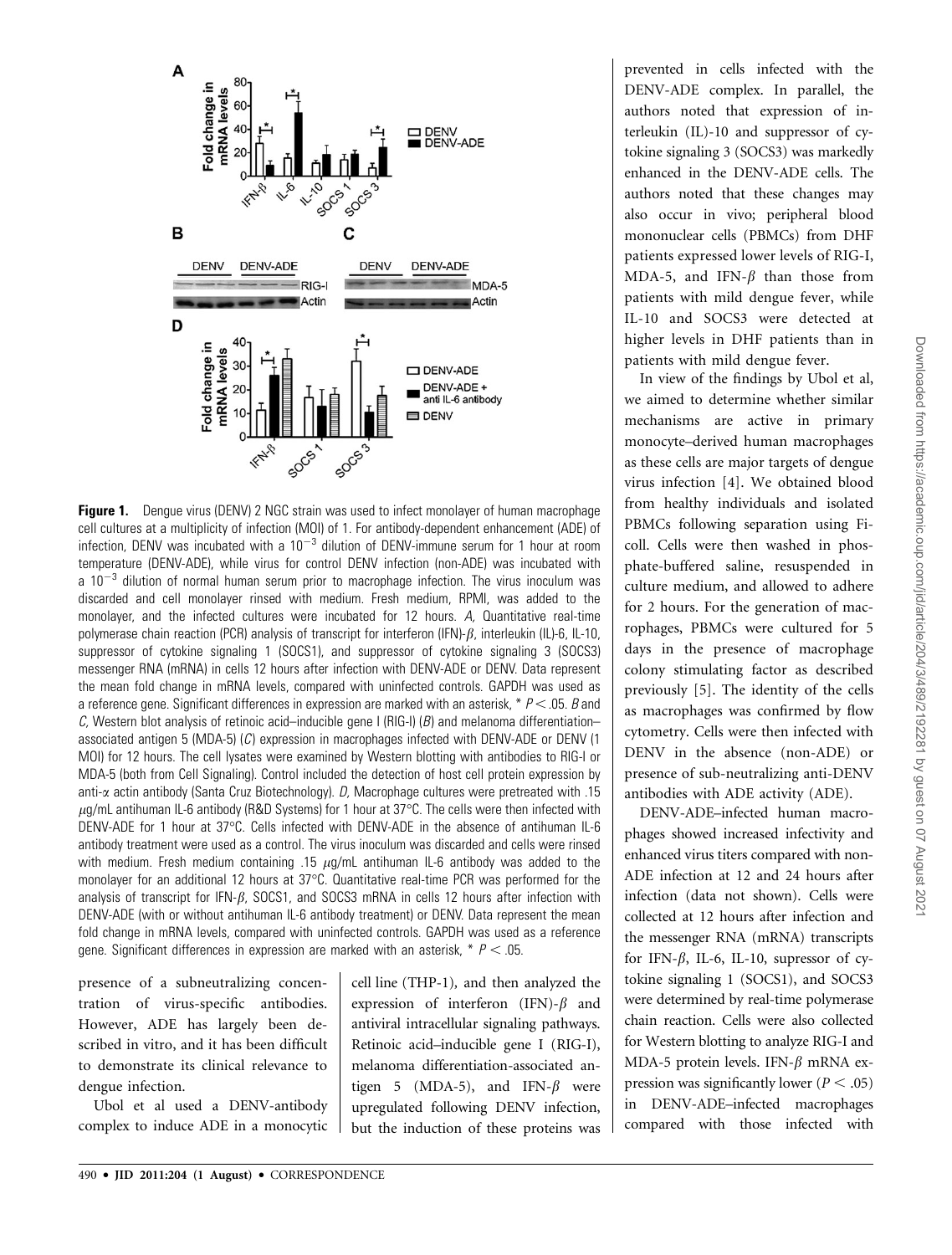**Figure 1.** Dengue virus (DENV) 2 NGC strain was used to infect monolayer of human macrophage cell cultures at a multiplicity of infection (MOI) of 1. For antibody-dependent enhancement (ADE) of infection, DENV was incubated with a $10^{-3}$ dilution of DENV-immune serum for 1 hour at room temperature (DENV-ADE), while virus for control DENV infection (non-ADE) was incubated with a $10^{-3}$ dilution of normal human serum prior to macrophage infection. The virus inoculum was discarded and cell monolayer rinsed with medium. Fresh medium, RPMI, was added to the monolayer, and the infected cultures were incubated for 12 hours. *A,* Quantitative real-time polymerase chain reaction (PCR) analysis of transcript for interferon (IFN)-$\beta$, interleukin (IL)-6, IL-10, suppressor of cytokine signaling 1 (SOCS1), and suppressor of cytokine signaling 3 (SOCS3) messenger RNA (mRNA) in cells 12 hours after infection with DENV-ADE or DENV. Data represent the mean fold change in mRNA levels, compared with uninfected controls. GAPDH was used as a reference gene. Significant differences in expression are marked with an asterisk, * $P < .05$. *B* and *C,* Western blot analysis of retinoic acid–inducible gene I (RIG-I) (*B*) and melanoma differentiation–associated antigen 5 (MDA-5) (*C*) expression in macrophages infected with DENV-ADE or DENV (1 MOI) for 12 hours. The cell lysates were examined by Western blotting with antibodies to RIG-I or MDA-5 (both from Cell Signaling). Control included the detection of host cell protein expression by anti-$\alpha$ actin antibody (Santa Cruz Biotechnology). *D,* Macrophage cultures were pretreated with .15 $\mu$g/mL antihuman IL-6 antibody (R&D Systems) for 1 hour at 37°C. The cells were then infected with DENV-ADE for 1 hour at 37°C. Cells infected with DENV-ADE in the absence of antihuman IL-6 antibody treatment were used as a control. The virus inoculum was discarded and cells were rinsed with medium. Fresh medium containing .15 $\mu$g/mL antihuman IL-6 antibody was added to the monolayer for an additional 12 hours at 37°C. Quantitative real-time PCR was performed for the analysis of transcript for IFN-$\beta$, SOCS1, and SOCS3 mRNA in cells 12 hours after infection with DENV-ADE (with or without antihuman IL-6 antibody treatment) or DENV. Data represent the mean fold change in mRNA levels, compared with uninfected controls. GAPDH was used as a reference gene. Significant differences in expression are marked with an asterisk, * $P < .05$.

presence of a subneutralizing concentration of virus-specific antibodies. However, ADE has largely been described in vitro, and it has been difficult to demonstrate its clinical relevance to dengue infection.

Ubol et al used a DENV-antibody complex to induce ADE in a monocytic cell line (THP-1), and then analyzed the expression of interferon (IFN)-$\beta$ and antiviral intracellular signaling pathways. Retinoic acid–inducible gene I (RIG-I), melanoma differentiation-associated antigen 5 (MDA-5), and IFN-$\beta$ were upregulated following DENV infection, but the induction of these proteins was prevented in cells infected with the DENV-ADE complex. In parallel, the authors noted that expression of interleukin (IL)-10 and suppressor of cytokine signaling 3 (SOCS3) was markedly enhanced in the DENV-ADE cells. The authors noted that these changes may also occur in vivo; peripheral blood mononuclear cells (PBMCs) from DHF patients expressed lower levels of RIG-I, MDA-5, and IFN-$\beta$ than those from patients with mild dengue fever, while IL-10 and SOCS3 were detected at higher levels in DHF patients than in patients with mild dengue fever.

In view of the findings by Ubol et al, we aimed to determine whether similar mechanisms are active in primary monocyte–derived human macrophages as these cells are major targets of dengue virus infection [4]. We obtained blood from healthy individuals and isolated PBMCs following separation using Ficoll. Cells were then washed in phosphate-buffered saline, resuspended in culture medium, and allowed to adhere for 2 hours. For the generation of macrophages, PBMCs were cultured for 5 days in the presence of macrophage colony stimulating factor as described previously [5]. The identity of the cells as macrophages was confirmed by flow cytometry. Cells were then infected with DENV in the absence (non-ADE) or presence of sub-neutralizing anti-DENV antibodies with ADE activity (ADE).

DENV-ADE–infected human macrophages showed increased infectivity and enhanced virus titers compared with non-ADE infection at 12 and 24 hours after infection (data not shown). Cells were collected at 12 hours after infection and the messenger RNA (mRNA) transcripts for IFN-$\beta$, IL-6, IL-10, supressor of cytokine signaling 1 (SOCS1), and SOCS3 were determined by real-time polymerase chain reaction. Cells were also collected for Western blotting to analyze RIG-I and MDA-5 protein levels. IFN-$\beta$ mRNA expression was significantly lower ($P < .05$) in DENV-ADE–infected macrophages compared with those infected with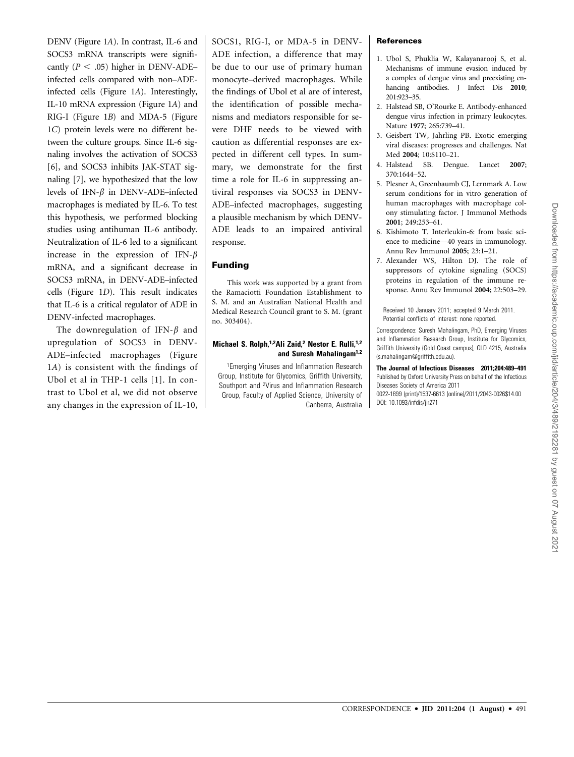DENV (Figure 1*A*). In contrast, IL-6 and SOCS3 mRNA transcripts were significantly ($P < .05$) higher in DENV-ADE–infected cells compared with non–ADE-infected cells (Figure 1*A*). Interestingly, IL-10 mRNA expression (Figure 1*A*) and RIG-I (Figure 1*B*) and MDA-5 (Figure 1*C*) protein levels were no different between the culture groups. Since IL-6 signaling involves the activation of SOCS3 [6], and SOCS3 inhibits JAK-STAT signaling [7], we hypothesized that the low levels of IFN-$\beta$ in DENV-ADE–infected macrophages is mediated by IL-6. To test this hypothesis, we performed blocking studies using antihuman IL-6 antibody. Neutralization of IL-6 led to a significant increase in the expression of IFN-$\beta$ mRNA, and a significant decrease in SOCS3 mRNA, in DENV-ADE–infected cells (Figure 1*D*). This result indicates that IL-6 is a critical regulator of ADE in DENV-infected macrophages.

The downregulation of IFN-$\beta$ and upregulation of SOCS3 in DENV-ADE–infected macrophages (Figure 1*A*) is consistent with the findings of Ubol et al in THP-1 cells [1]. In contrast to Ubol et al, we did not observe any changes in the expression of IL-10, SOCS1, RIG-I, or MDA-5 in DENV-ADE infection, a difference that may be due to our use of primary human monocyte–derived macrophages. While the findings of Ubol et al are of interest, the identification of possible mechanisms and mediators responsible for severe DHF needs to be viewed with caution as differential responses are expected in different cell types. In summary, we demonstrate for the first time a role for IL-6 in suppressing antiviral responses via SOCS3 in DENV-ADE–infected macrophages, suggesting a plausible mechanism by which DENV-ADE leads to an impaired antiviral response.

## Funding

This work was supported by a grant from the Ramaciotti Foundation Establishment to S. M. and an Australian National Health and Medical Research Council grant to S. M. (grant no. 303404).

**Michael S. Rolph,[1,2] Ali Zaid,[2] Nestor E. Rulli,[1,2] and Suresh Mahalingam[1,2]**

[1]Emerging Viruses and Inflammation Research Group, Institute for Glycomics, Griffith University, Southport and [2]Virus and Inflammation Research Group, Faculty of Applied Science, University of Canberra, Australia

## References

1. Ubol S, Phuklia W, Kalayanarooj S, et al. Mechanisms of immune evasion induced by a complex of dengue virus and preexisting enhancing antibodies. J Infect Dis **2010**; 201:923–35.
2. Halstead SB, O'Rourke E. Antibody-enhanced dengue virus infection in primary leukocytes. Nature **1977**; 265:739–41.
3. Geisbert TW, Jahrling PB. Exotic emerging viral diseases: progresses and challenges. Nat Med **2004**; 10:S110–21.
4. Halstead SB. Dengue. Lancet **2007**; 370:1644–52.
5. Plesner A, Greenbaumb CJ, Lernmark A. Low serum conditions for in vitro generation of human macrophages with macrophage colony stimulating factor. J Immunol Methods **2001**; 249:253–61.
6. Kishimoto T. Interleukin-6: from basic science to medicine—40 years in immunology. Annu Rev Immunol **2005**; 23:1–21.
7. Alexander WS, Hilton DJ. The role of suppressors of cytokine signaling (SOCS) proteins in regulation of the immune response. Annu Rev Immunol **2004**; 22:503–29.

Received 10 January 2011; accepted 9 March 2011.
Potential conflicts of interest: none reported.

Correspondence: Suresh Mahalingam, PhD, Emerging Viruses and Inflammation Research Group, Institute for Glycomics, Griffith University (Gold Coast campus), QLD 4215, Australia (s.mahalingam@griffith.edu.au).

**The Journal of Infectious Diseases 2011;204:489–491**
Published by Oxford University Press on behalf of the Infectious Diseases Society of America 2011
0022-1899 (print)/1537-6613 (online)/2011/2043-0026$14.00
DOI: 10.1093/infdis/jir271